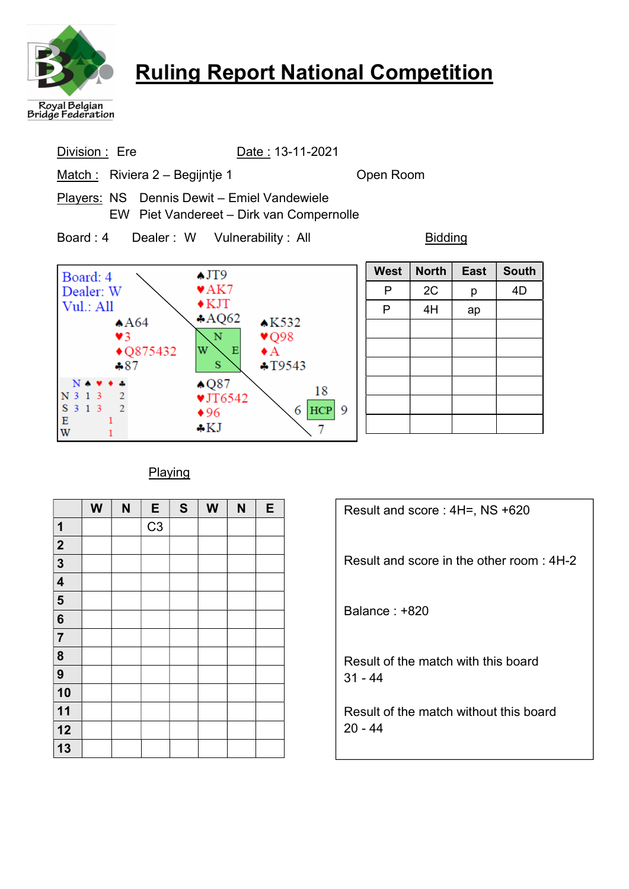Royal Belgian Bridge Federation

# Ruling Report National Competition

Division : Ere    Date : 13-11-2021

Match : Riviera 2 – Begijntje 1    Open Room

Players: NS Dennis Dewit – Emiel Vandewiele
EW Piet Vandereet – Dirk van Compernolle

Board : 4    Dealer : W    Vulnerability : All

Board: 4
Dealer: W
Vul.: All

North: ♠JT9 ♥AK7 ♦KJT ♣AQ62

West: ♠A64 ♥3 ♦Q875432 ♣87

East: ♠K532 ♥Q98 ♦A ♣T9543

South: ♠Q87 ♥JT6542 ♦96 ♣KJ

|   | N | ♠ | ♥ | ♦ | ♣ |
|---|---|---|---|---|---|
| N |   | 3 | 1 | 3 | 2 |
| S |   | 3 | 1 | 3 | 2 |
| E |   |   |   | 1 |   |
| W |   |   |   | 1 |   |

HCP: N 18, E 9, S 7, W 6

## Bidding

| West | North | East | South |
|---|---|---|---|
| P | 2C | p | 4D |
| P | 4H | ap |  |
|  |  |  |  |
|  |  |  |  |
|  |  |  |  |
|  |  |  |  |
|  |  |  |  |

## Playing

|  | W | N | E | S | W | N | E |
|---|---|---|---|---|---|---|---|
| 1 |  |  | C3 |  |  |  |  |
| 2 |  |  |  |  |  |  |  |
| 3 |  |  |  |  |  |  |  |
| 4 |  |  |  |  |  |  |  |
| 5 |  |  |  |  |  |  |  |
| 6 |  |  |  |  |  |  |  |
| 7 |  |  |  |  |  |  |  |
| 8 |  |  |  |  |  |  |  |
| 9 |  |  |  |  |  |  |  |
| 10 |  |  |  |  |  |  |  |
| 11 |  |  |  |  |  |  |  |
| 12 |  |  |  |  |  |  |  |
| 13 |  |  |  |  |  |  |  |

Result and score : 4H=, NS +620

Result and score in the other room : 4H-2

Balance : +820

Result of the match with this board
31 - 44

Result of the match without this board
20 - 44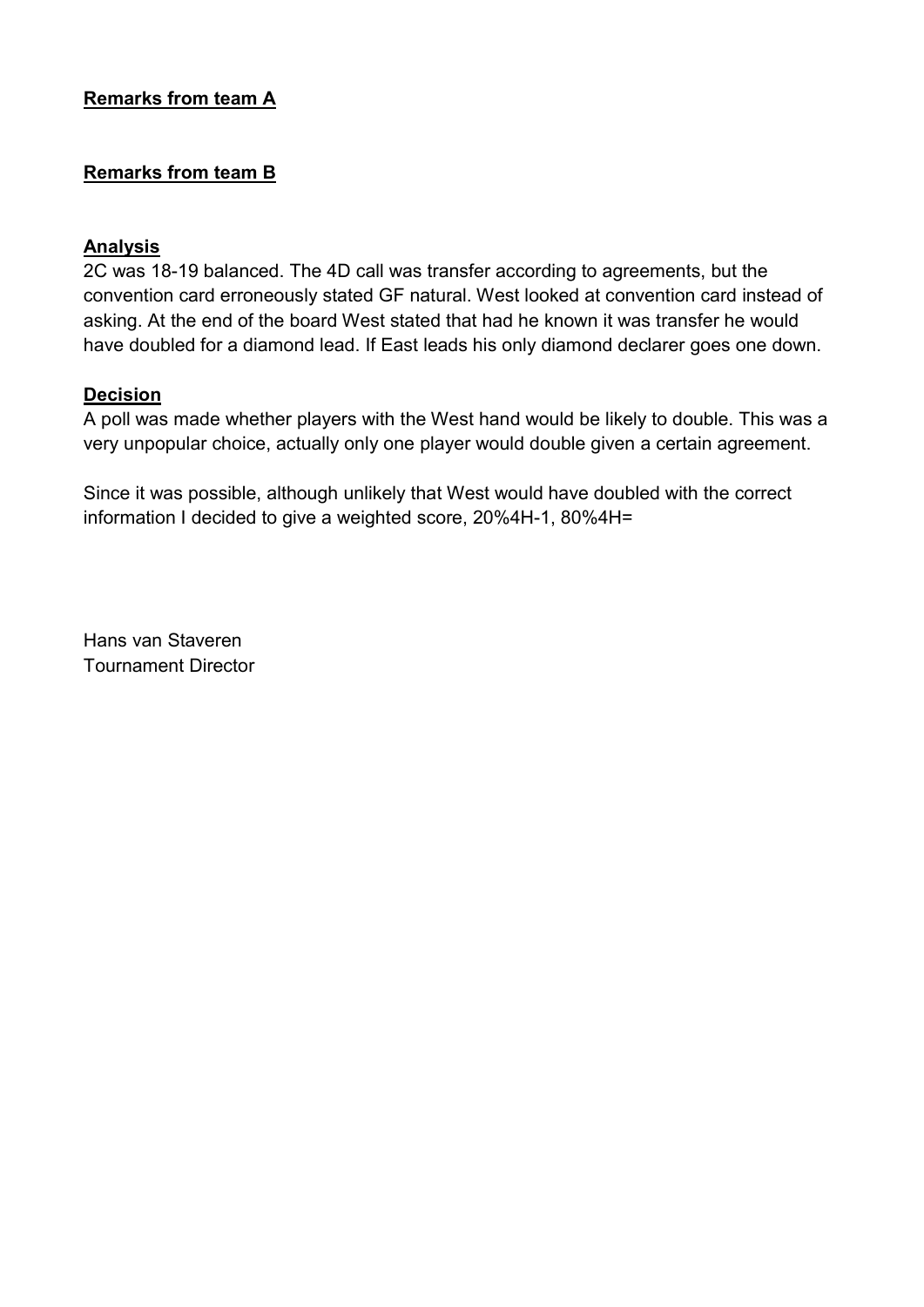**Remarks from team A**

**Remarks from team B**

**Analysis**

2C was 18-19 balanced. The 4D call was transfer according to agreements, but the convention card erroneously stated GF natural. West looked at convention card instead of asking. At the end of the board West stated that had he known it was transfer he would have doubled for a diamond lead. If East leads his only diamond declarer goes one down.

**Decision**

A poll was made whether players with the West hand would be likely to double. This was a very unpopular choice, actually only one player would double given a certain agreement.

Since it was possible, although unlikely that West would have doubled with the correct information I decided to give a weighted score, 20%4H-1, 80%4H=

Hans van Staveren
Tournament Director